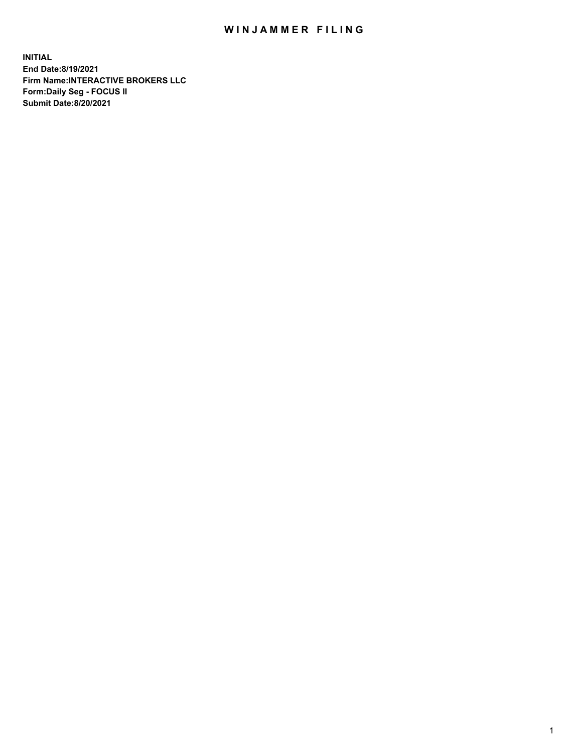# WINJAMMER FILING

**INITIAL**
**End Date:8/19/2021**
**Firm Name:INTERACTIVE BROKERS LLC**
**Form:Daily Seg - FOCUS II**
**Submit Date:8/20/2021**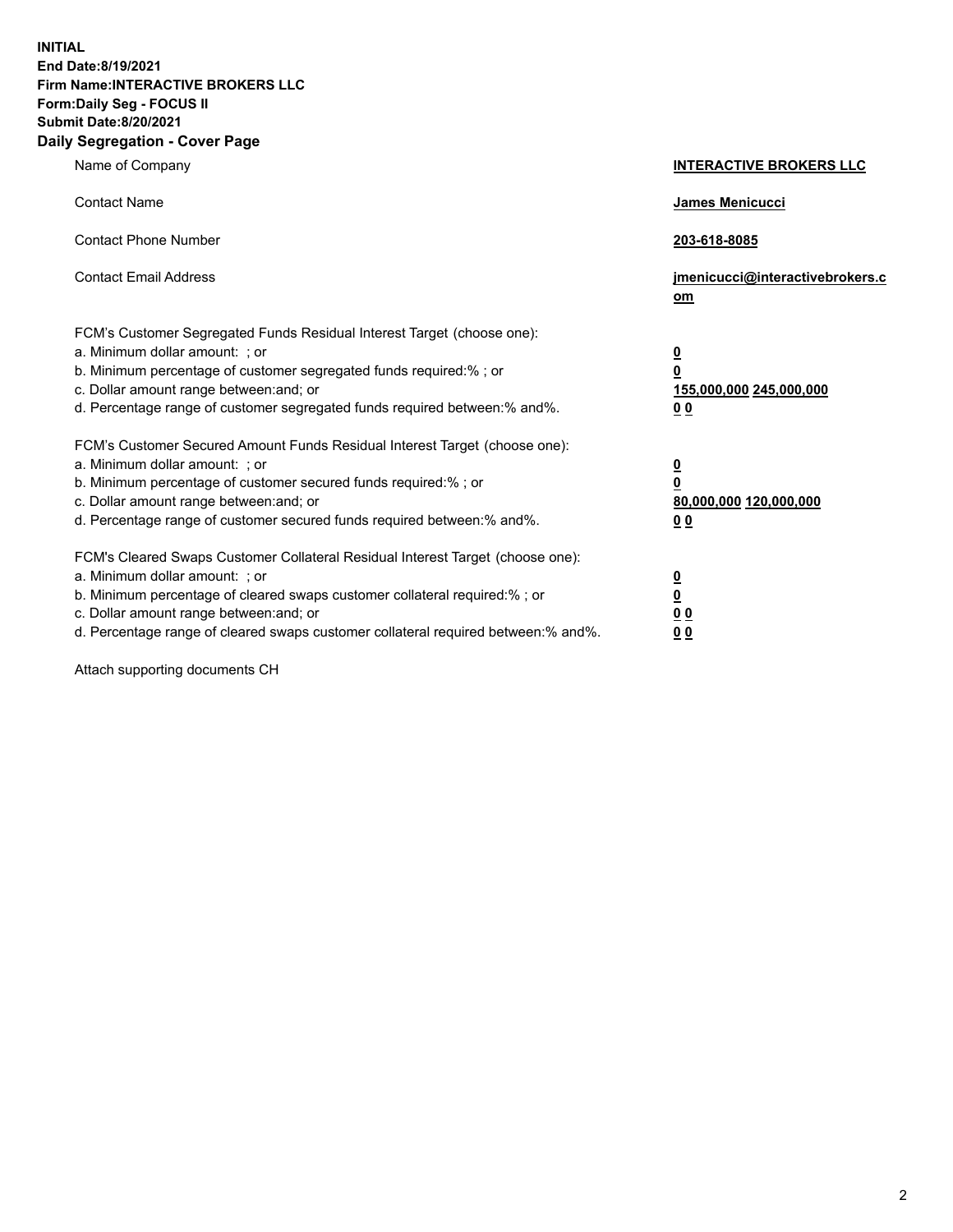**INITIAL**
**End Date:8/19/2021**
**Firm Name:INTERACTIVE BROKERS LLC**
**Form:Daily Seg - FOCUS II**
**Submit Date:8/20/2021**

## Daily Segregation - Cover Page

| | |
|---|---|
| Name of Company | **INTERACTIVE BROKERS LLC** |
| Contact Name | **James Menicucci** |
| Contact Phone Number | **203-618-8085** |
| Contact Email Address | **jmenicucci@interactivebrokers.com** |

FCM's Customer Segregated Funds Residual Interest Target (choose one):

| | |
|---|---|
| a. Minimum dollar amount: ; or | **0** |
| b. Minimum percentage of customer segregated funds required:% ; or | **0** |
| c. Dollar amount range between:and; or | **155,000,000 245,000,000** |
| d. Percentage range of customer segregated funds required between:% and%. | **0 0** |

FCM's Customer Secured Amount Funds Residual Interest Target (choose one):

| | |
|---|---|
| a. Minimum dollar amount: ; or | **0** |
| b. Minimum percentage of customer secured funds required:% ; or | **0** |
| c. Dollar amount range between:and; or | **80,000,000 120,000,000** |
| d. Percentage range of customer secured funds required between:% and%. | **0 0** |

FCM's Cleared Swaps Customer Collateral Residual Interest Target (choose one):

| | |
|---|---|
| a. Minimum dollar amount: ; or | **0** |
| b. Minimum percentage of cleared swaps customer collateral required:% ; or | **0** |
| c. Dollar amount range between:and; or | **0 0** |
| d. Percentage range of cleared swaps customer collateral required between:% and%. | **0 0** |

Attach supporting documents CH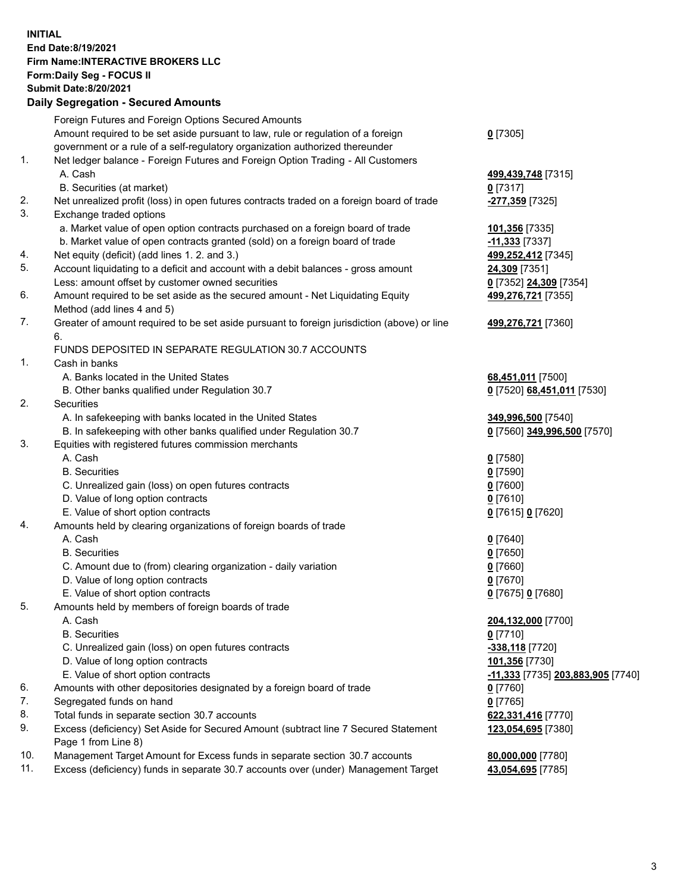**INITIAL**
**End Date:8/19/2021**
**Firm Name:INTERACTIVE BROKERS LLC**
**Form:Daily Seg - FOCUS II**
**Submit Date:8/20/2021**

**Daily Segregation - Secured Amounts**

| | | |
|---|---|---|
| | Foreign Futures and Foreign Options Secured Amounts | |
| | Amount required to be set aside pursuant to law, rule or regulation of a foreign government or a rule of a self-regulatory organization authorized thereunder | **0** [7305] |
| 1. | Net ledger balance - Foreign Futures and Foreign Option Trading - All Customers | |
| | A. Cash | **499,439,748** [7315] |
| | B. Securities (at market) | **0** [7317] |
| 2. | Net unrealized profit (loss) in open futures contracts traded on a foreign board of trade | **-277,359** [7325] |
| 3. | Exchange traded options | |
| | a. Market value of open option contracts purchased on a foreign board of trade | **101,356** [7335] |
| | b. Market value of open contracts granted (sold) on a foreign board of trade | **-11,333** [7337] |
| 4. | Net equity (deficit) (add lines 1. 2. and 3.) | **499,252,412** [7345] |
| 5. | Account liquidating to a deficit and account with a debit balances - gross amount | **24,309** [7351] |
| | Less: amount offset by customer owned securities | **0** [7352] **24,309** [7354] |
| 6. | Amount required to be set aside as the secured amount - Net Liquidating Equity Method (add lines 4 and 5) | **499,276,721** [7355] |
| 7. | Greater of amount required to be set aside pursuant to foreign jurisdiction (above) or line 6. | **499,276,721** [7360] |
| | FUNDS DEPOSITED IN SEPARATE REGULATION 30.7 ACCOUNTS | |
| 1. | Cash in banks | |
| | A. Banks located in the United States | **68,451,011** [7500] |
| | B. Other banks qualified under Regulation 30.7 | **0** [7520] **68,451,011** [7530] |
| 2. | Securities | |
| | A. In safekeeping with banks located in the United States | **349,996,500** [7540] |
| | B. In safekeeping with other banks qualified under Regulation 30.7 | **0** [7560] **349,996,500** [7570] |
| 3. | Equities with registered futures commission merchants | |
| | A. Cash | **0** [7580] |
| | B. Securities | **0** [7590] |
| | C. Unrealized gain (loss) on open futures contracts | **0** [7600] |
| | D. Value of long option contracts | **0** [7610] |
| | E. Value of short option contracts | **0** [7615] **0** [7620] |
| 4. | Amounts held by clearing organizations of foreign boards of trade | |
| | A. Cash | **0** [7640] |
| | B. Securities | **0** [7650] |
| | C. Amount due to (from) clearing organization - daily variation | **0** [7660] |
| | D. Value of long option contracts | **0** [7670] |
| | E. Value of short option contracts | **0** [7675] **0** [7680] |
| 5. | Amounts held by members of foreign boards of trade | |
| | A. Cash | **204,132,000** [7700] |
| | B. Securities | **0** [7710] |
| | C. Unrealized gain (loss) on open futures contracts | **-338,118** [7720] |
| | D. Value of long option contracts | **101,356** [7730] |
| | E. Value of short option contracts | **-11,333** [7735] **203,883,905** [7740] |
| 6. | Amounts with other depositories designated by a foreign board of trade | **0** [7760] |
| 7. | Segregated funds on hand | **0** [7765] |
| 8. | Total funds in separate section 30.7 accounts | **622,331,416** [7770] |
| 9. | Excess (deficiency) Set Aside for Secured Amount (subtract line 7 Secured Statement Page 1 from Line 8) | **123,054,695** [7380] |
| 10. | Management Target Amount for Excess funds in separate section 30.7 accounts | **80,000,000** [7780] |
| 11. | Excess (deficiency) funds in separate 30.7 accounts over (under) Management Target | **43,054,695** [7785] |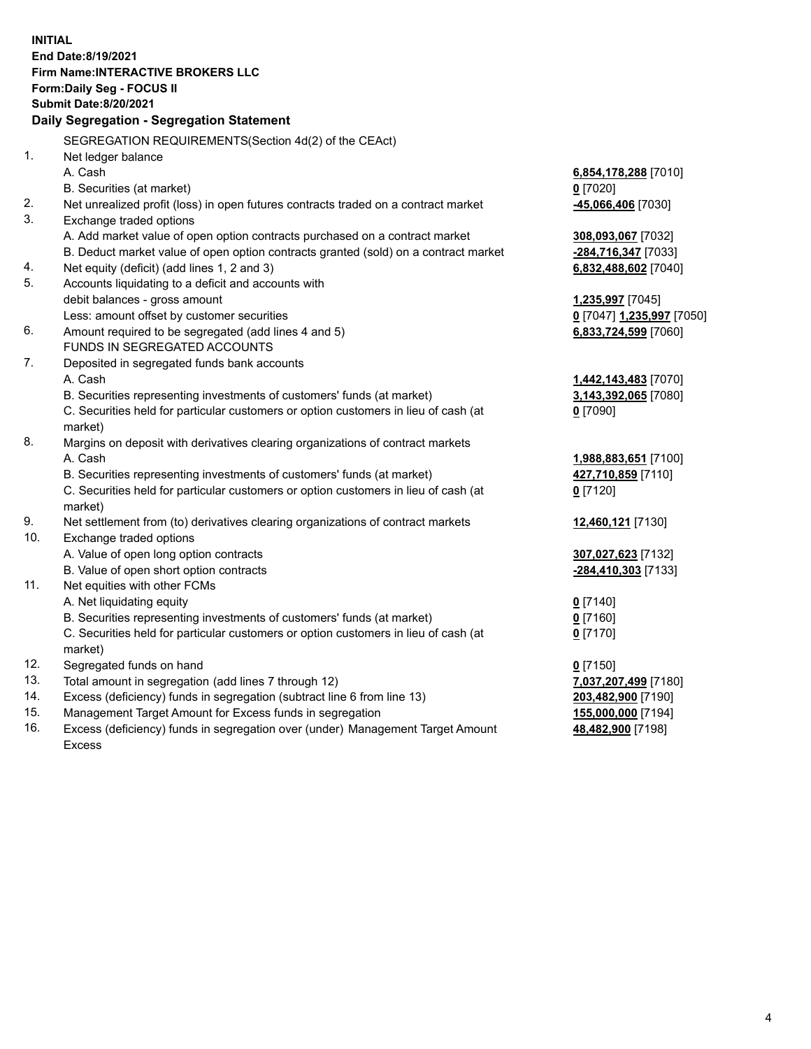**INITIAL**
**End Date:8/19/2021**
**Firm Name:INTERACTIVE BROKERS LLC**
**Form:Daily Seg - FOCUS II**
**Submit Date:8/20/2021**

## Daily Segregation - Segregation Statement

SEGREGATION REQUIREMENTS(Section 4d(2) of the CEAct)

| | | |
|---|---|---|
| 1. | Net ledger balance | |
| | A. Cash | 6,854,178,288 [7010] |
| | B. Securities (at market) | 0 [7020] |
| 2. | Net unrealized profit (loss) in open futures contracts traded on a contract market | -45,066,406 [7030] |
| 3. | Exchange traded options | |
| | A. Add market value of open option contracts purchased on a contract market | 308,093,067 [7032] |
| | B. Deduct market value of open option contracts granted (sold) on a contract market | -284,716,347 [7033] |
| 4. | Net equity (deficit) (add lines 1, 2 and 3) | 6,832,488,602 [7040] |
| 5. | Accounts liquidating to a deficit and accounts with debit balances - gross amount | 1,235,997 [7045] |
| | Less: amount offset by customer securities | 0 [7047] 1,235,997 [7050] |
| 6. | Amount required to be segregated (add lines 4 and 5) | 6,833,724,599 [7060] |
| | FUNDS IN SEGREGATED ACCOUNTS | |
| 7. | Deposited in segregated funds bank accounts | |
| | A. Cash | 1,442,143,483 [7070] |
| | B. Securities representing investments of customers' funds (at market) | 3,143,392,065 [7080] |
| | C. Securities held for particular customers or option customers in lieu of cash (at market) | 0 [7090] |
| 8. | Margins on deposit with derivatives clearing organizations of contract markets | |
| | A. Cash | 1,988,883,651 [7100] |
| | B. Securities representing investments of customers' funds (at market) | 427,710,859 [7110] |
| | C. Securities held for particular customers or option customers in lieu of cash (at market) | 0 [7120] |
| 9. | Net settlement from (to) derivatives clearing organizations of contract markets | 12,460,121 [7130] |
| 10. | Exchange traded options | |
| | A. Value of open long option contracts | 307,027,623 [7132] |
| | B. Value of open short option contracts | -284,410,303 [7133] |
| 11. | Net equities with other FCMs | |
| | A. Net liquidating equity | 0 [7140] |
| | B. Securities representing investments of customers' funds (at market) | 0 [7160] |
| | C. Securities held for particular customers or option customers in lieu of cash (at market) | 0 [7170] |
| 12. | Segregated funds on hand | 0 [7150] |
| 13. | Total amount in segregation (add lines 7 through 12) | 7,037,207,499 [7180] |
| 14. | Excess (deficiency) funds in segregation (subtract line 6 from line 13) | 203,482,900 [7190] |
| 15. | Management Target Amount for Excess funds in segregation | 155,000,000 [7194] |
| 16. | Excess (deficiency) funds in segregation over (under) Management Target Amount Excess | 48,482,900 [7198] |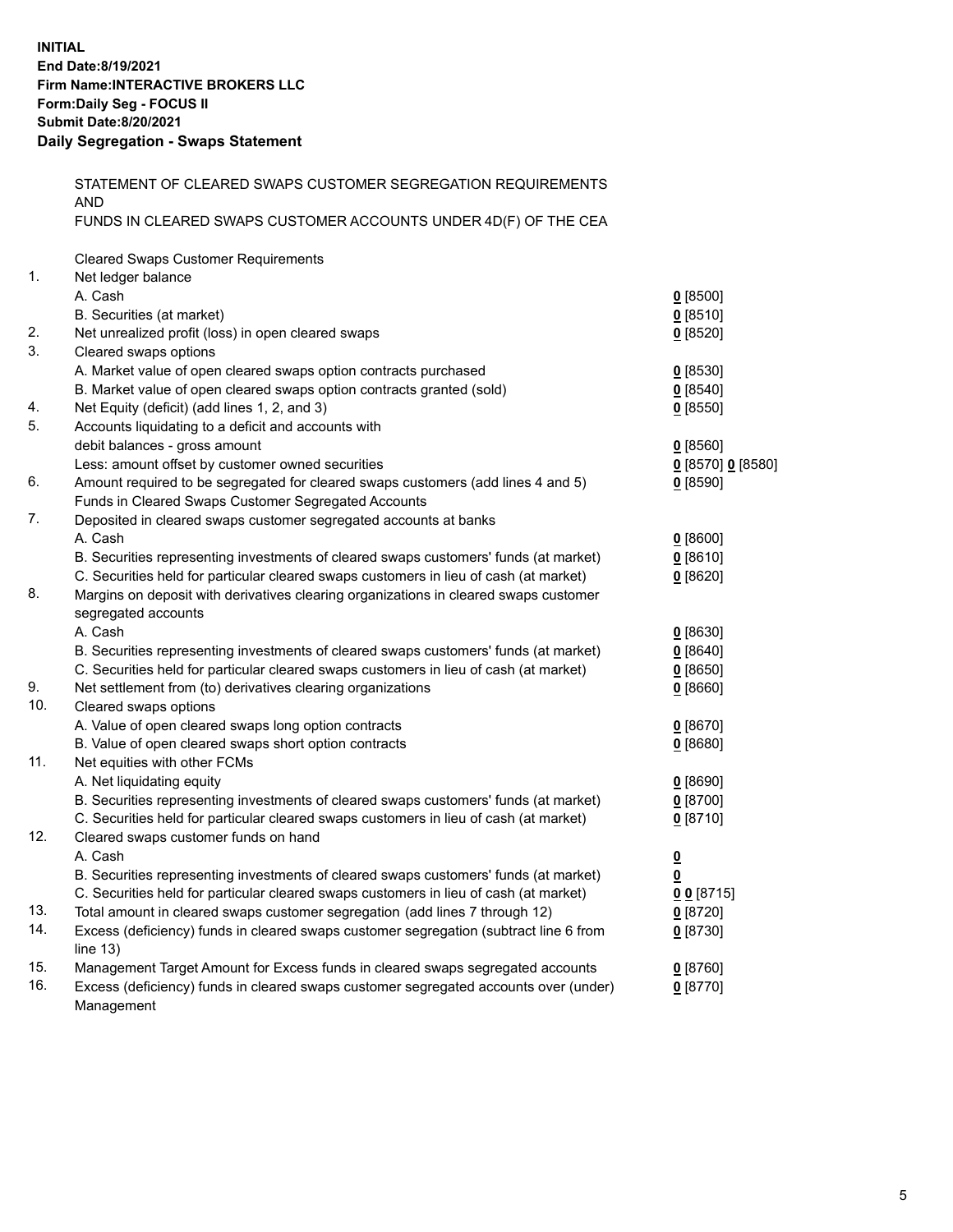**INITIAL**
**End Date:8/19/2021**
**Firm Name:INTERACTIVE BROKERS LLC**
**Form:Daily Seg - FOCUS II**
**Submit Date:8/20/2021**
**Daily Segregation - Swaps Statement**

STATEMENT OF CLEARED SWAPS CUSTOMER SEGREGATION REQUIREMENTS AND FUNDS IN CLEARED SWAPS CUSTOMER ACCOUNTS UNDER 4D(F) OF THE CEA

| | | |
|---|---|---|
| | Cleared Swaps Customer Requirements | |
| 1. | Net ledger balance | |
| | A. Cash | 0 [8500] |
| | B. Securities (at market) | 0 [8510] |
| 2. | Net unrealized profit (loss) in open cleared swaps | 0 [8520] |
| 3. | Cleared swaps options | |
| | A. Market value of open cleared swaps option contracts purchased | 0 [8530] |
| | B. Market value of open cleared swaps option contracts granted (sold) | 0 [8540] |
| 4. | Net Equity (deficit) (add lines 1, 2, and 3) | 0 [8550] |
| 5. | Accounts liquidating to a deficit and accounts with debit balances - gross amount | 0 [8560] |
| | Less: amount offset by customer owned securities | 0 [8570] 0 [8580] |
| 6. | Amount required to be segregated for cleared swaps customers (add lines 4 and 5) | 0 [8590] |
| | Funds in Cleared Swaps Customer Segregated Accounts | |
| 7. | Deposited in cleared swaps customer segregated accounts at banks | |
| | A. Cash | 0 [8600] |
| | B. Securities representing investments of cleared swaps customers' funds (at market) | 0 [8610] |
| | C. Securities held for particular cleared swaps customers in lieu of cash (at market) | 0 [8620] |
| 8. | Margins on deposit with derivatives clearing organizations in cleared swaps customer segregated accounts | |
| | A. Cash | 0 [8630] |
| | B. Securities representing investments of cleared swaps customers' funds (at market) | 0 [8640] |
| | C. Securities held for particular cleared swaps customers in lieu of cash (at market) | 0 [8650] |
| 9. | Net settlement from (to) derivatives clearing organizations | 0 [8660] |
| 10. | Cleared swaps options | |
| | A. Value of open cleared swaps long option contracts | 0 [8670] |
| | B. Value of open cleared swaps short option contracts | 0 [8680] |
| 11. | Net equities with other FCMs | |
| | A. Net liquidating equity | 0 [8690] |
| | B. Securities representing investments of cleared swaps customers' funds (at market) | 0 [8700] |
| | C. Securities held for particular cleared swaps customers in lieu of cash (at market) | 0 [8710] |
| 12. | Cleared swaps customer funds on hand | |
| | A. Cash | 0 |
| | B. Securities representing investments of cleared swaps customers' funds (at market) | 0 |
| | C. Securities held for particular cleared swaps customers in lieu of cash (at market) | 0 0 [8715] |
| 13. | Total amount in cleared swaps customer segregation (add lines 7 through 12) | 0 [8720] |
| 14. | Excess (deficiency) funds in cleared swaps customer segregation (subtract line 6 from line 13) | 0 [8730] |
| 15. | Management Target Amount for Excess funds in cleared swaps segregated accounts | 0 [8760] |
| 16. | Excess (deficiency) funds in cleared swaps customer segregated accounts over (under) Management | 0 [8770] |